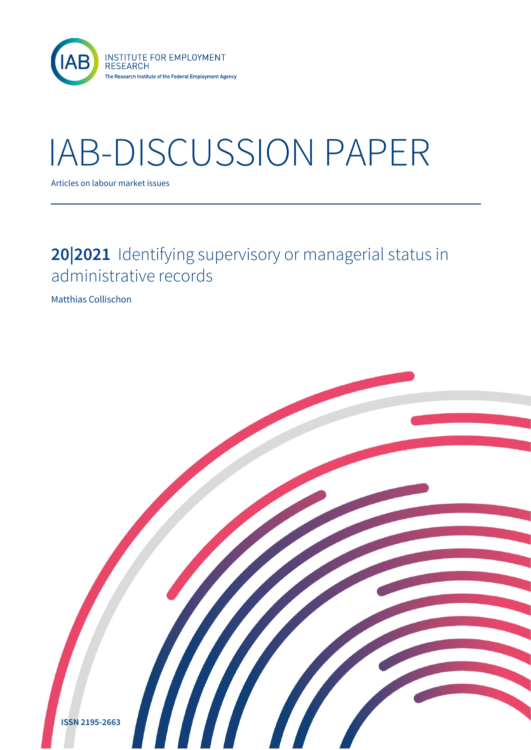IAB INSTITUTE FOR EMPLOYMENT RESEARCH
The Research Institute of the Federal Employment Agency

# IAB-DISCUSSION PAPER

Articles on labour market issues

## **20|2021** Identifying supervisory or managerial status in administrative records

Matthias Collischon

**ISSN 2195-2663**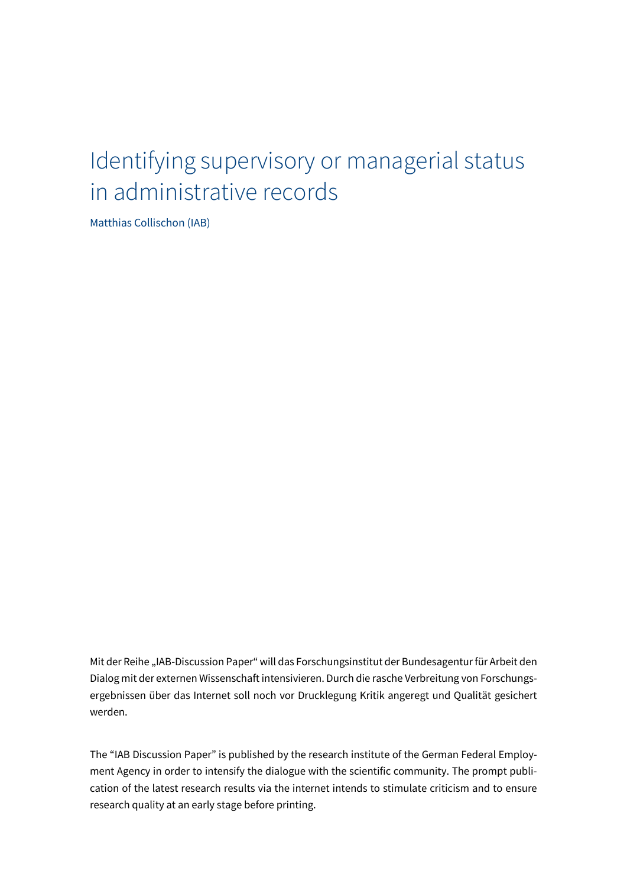# Identifying supervisory or managerial status in administrative records

Matthias Collischon (IAB)

Mit der Reihe „IAB-Discussion Paper" will das Forschungsinstitut der Bundesagentur für Arbeit den Dialog mit der externen Wissenschaft intensivieren. Durch die rasche Verbreitung von Forschungsergebnissen über das Internet soll noch vor Drucklegung Kritik angeregt und Qualität gesichert werden.

The "IAB Discussion Paper" is published by the research institute of the German Federal Employment Agency in order to intensify the dialogue with the scientific community. The prompt publication of the latest research results via the internet intends to stimulate criticism and to ensure research quality at an early stage before printing.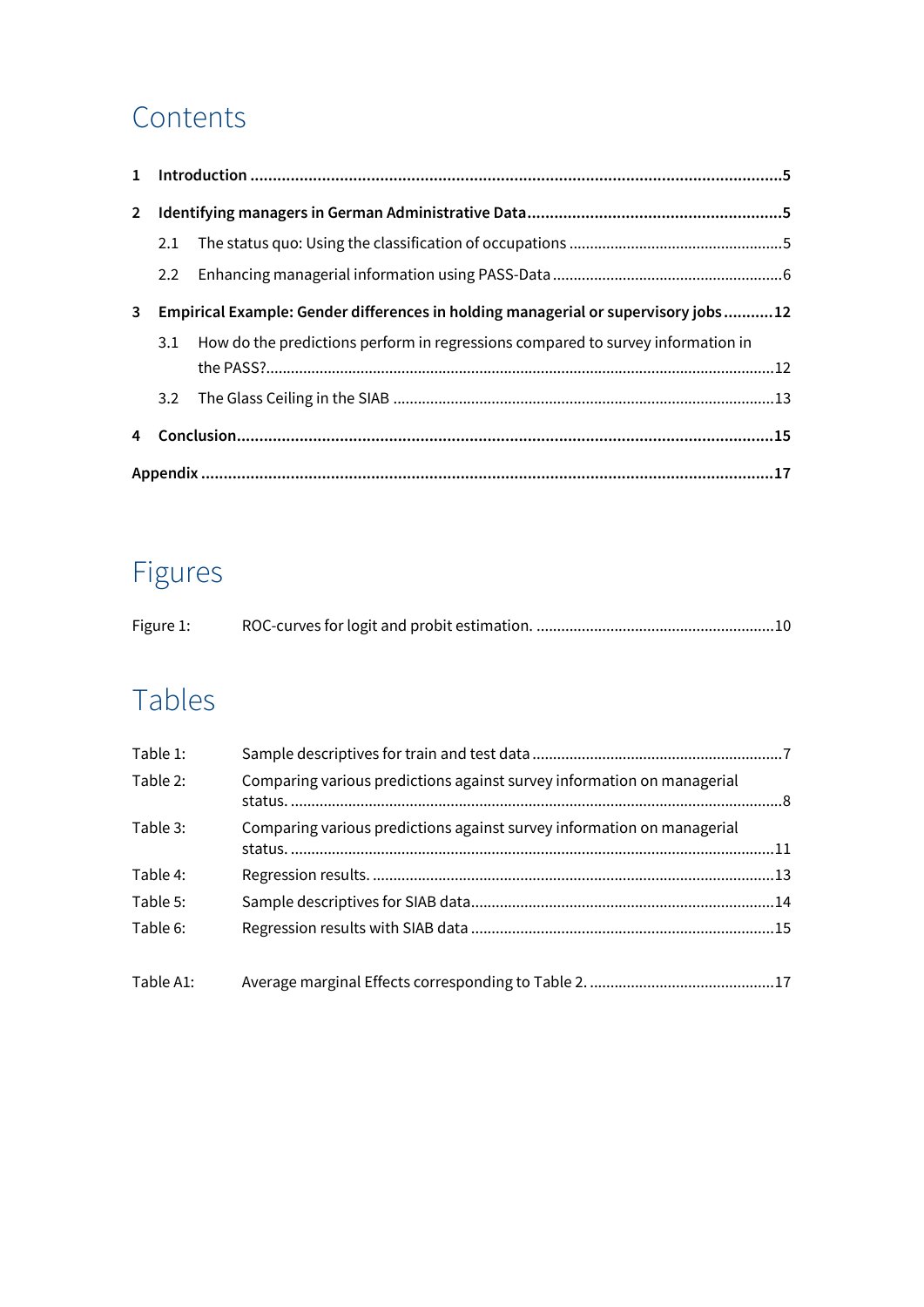# Contents

1 **Introduction** ........................................................................................................................5

2 **Identifying managers in German Administrative Data** .........................................................5

  2.1 The status quo: Using the classification of occupations ....................................................5

  2.2 Enhancing managerial information using PASS-Data .........................................................6

3 **Empirical Example: Gender differences in holding managerial or supervisory jobs** ...........12

  3.1 How do the predictions perform in regressions compared to survey information in the PASS? .........................................................................................................................12

  3.2 The Glass Ceiling in the SIAB ..........................................................................................13

4 **Conclusion** .........................................................................................................................15

**Appendix** ..............................................................................................................................17

# Figures

Figure 1: ROC-curves for logit and probit estimation. ..........................................................10

# Tables

Table 1: Sample descriptives for train and test data ............................................................7

Table 2: Comparing various predictions against survey information on managerial status. ........................................................................................................................8

Table 3: Comparing various predictions against survey information on managerial status. ......................................................................................................................11

Table 4: Regression results. ...............................................................................................13

Table 5: Sample descriptives for SIAB data........................................................................14

Table 6: Regression results with SIAB data .......................................................................15

Table A1: Average marginal Effects corresponding to Table 2. .............................................17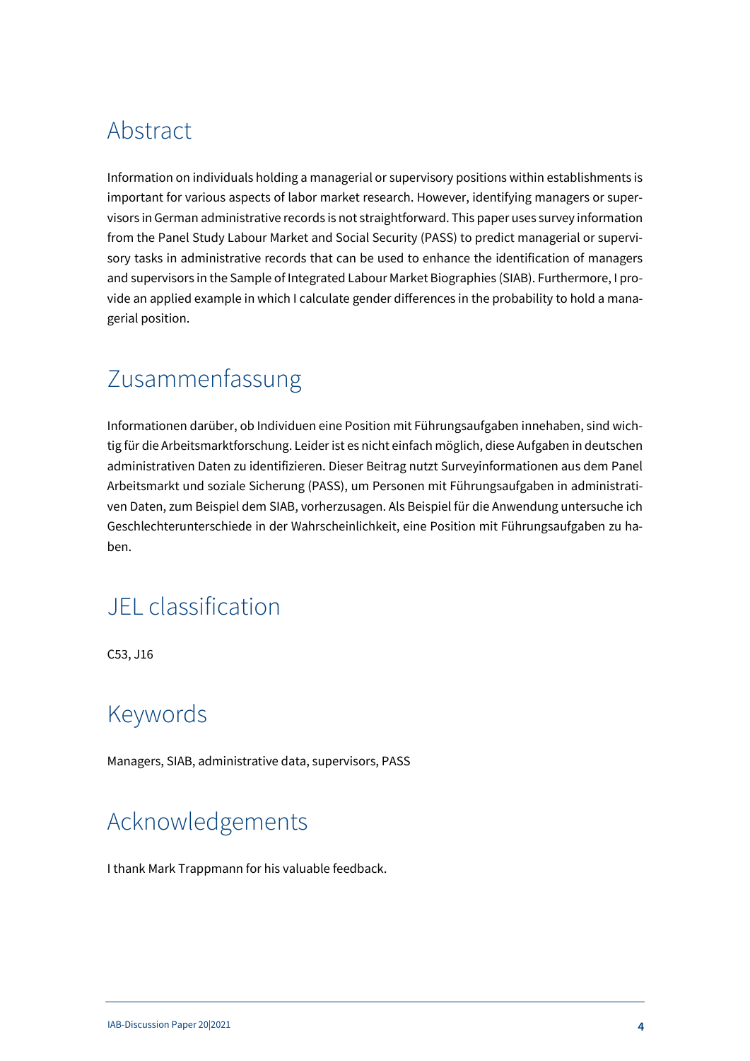# Abstract

Information on individuals holding a managerial or supervisory positions within establishments is important for various aspects of labor market research. However, identifying managers or supervisors in German administrative records is not straightforward. This paper uses survey information from the Panel Study Labour Market and Social Security (PASS) to predict managerial or supervisory tasks in administrative records that can be used to enhance the identification of managers and supervisors in the Sample of Integrated Labour Market Biographies (SIAB). Furthermore, I provide an applied example in which I calculate gender differences in the probability to hold a managerial position.

# Zusammenfassung

Informationen darüber, ob Individuen eine Position mit Führungsaufgaben innehaben, sind wichtig für die Arbeitsmarktforschung. Leider ist es nicht einfach möglich, diese Aufgaben in deutschen administrativen Daten zu identifizieren. Dieser Beitrag nutzt Surveyinformationen aus dem Panel Arbeitsmarkt und soziale Sicherung (PASS), um Personen mit Führungsaufgaben in administrativen Daten, zum Beispiel dem SIAB, vorherzusagen. Als Beispiel für die Anwendung untersuche ich Geschlechterunterschiede in der Wahrscheinlichkeit, eine Position mit Führungsaufgaben zu haben.

# JEL classification

C53, J16

# Keywords

Managers, SIAB, administrative data, supervisors, PASS

# Acknowledgements

I thank Mark Trappmann for his valuable feedback.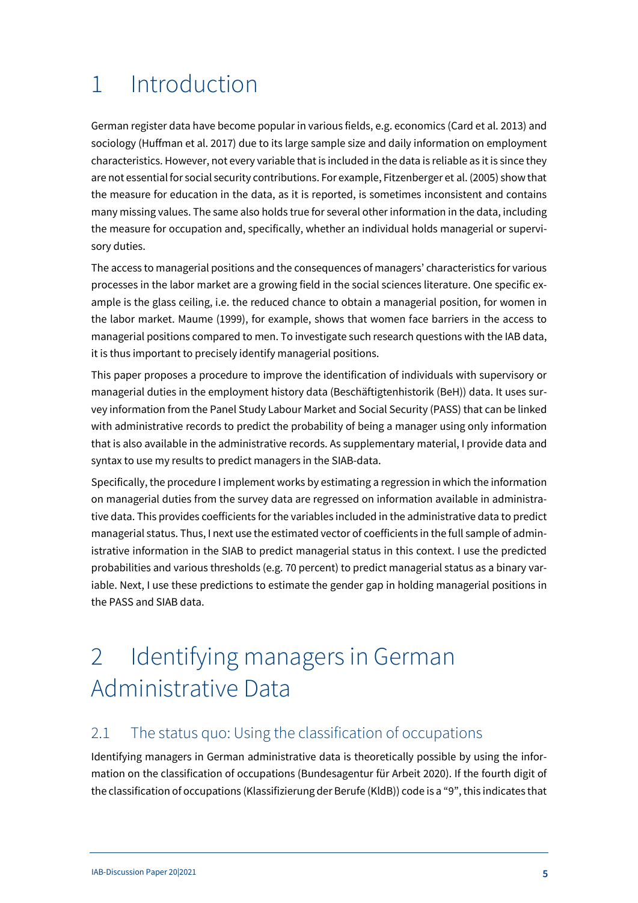# 1 Introduction

German register data have become popular in various fields, e.g. economics (Card et al. 2013) and sociology (Huffman et al. 2017) due to its large sample size and daily information on employment characteristics. However, not every variable that is included in the data is reliable as it is since they are not essential for social security contributions. For example, Fitzenberger et al. (2005) show that the measure for education in the data, as it is reported, is sometimes inconsistent and contains many missing values. The same also holds true for several other information in the data, including the measure for occupation and, specifically, whether an individual holds managerial or supervisory duties.

The access to managerial positions and the consequences of managers' characteristics for various processes in the labor market are a growing field in the social sciences literature. One specific example is the glass ceiling, i.e. the reduced chance to obtain a managerial position, for women in the labor market. Maume (1999), for example, shows that women face barriers in the access to managerial positions compared to men. To investigate such research questions with the IAB data, it is thus important to precisely identify managerial positions.

This paper proposes a procedure to improve the identification of individuals with supervisory or managerial duties in the employment history data (Beschäftigtenhistorik (BeH)) data. It uses survey information from the Panel Study Labour Market and Social Security (PASS) that can be linked with administrative records to predict the probability of being a manager using only information that is also available in the administrative records. As supplementary material, I provide data and syntax to use my results to predict managers in the SIAB-data.

Specifically, the procedure I implement works by estimating a regression in which the information on managerial duties from the survey data are regressed on information available in administrative data. This provides coefficients for the variables included in the administrative data to predict managerial status. Thus, I next use the estimated vector of coefficients in the full sample of administrative information in the SIAB to predict managerial status in this context. I use the predicted probabilities and various thresholds (e.g. 70 percent) to predict managerial status as a binary variable. Next, I use these predictions to estimate the gender gap in holding managerial positions in the PASS and SIAB data.

# 2 Identifying managers in German Administrative Data

## 2.1 The status quo: Using the classification of occupations

Identifying managers in German administrative data is theoretically possible by using the information on the classification of occupations (Bundesagentur für Arbeit 2020). If the fourth digit of the classification of occupations (Klassifizierung der Berufe (KldB)) code is a "9", this indicates that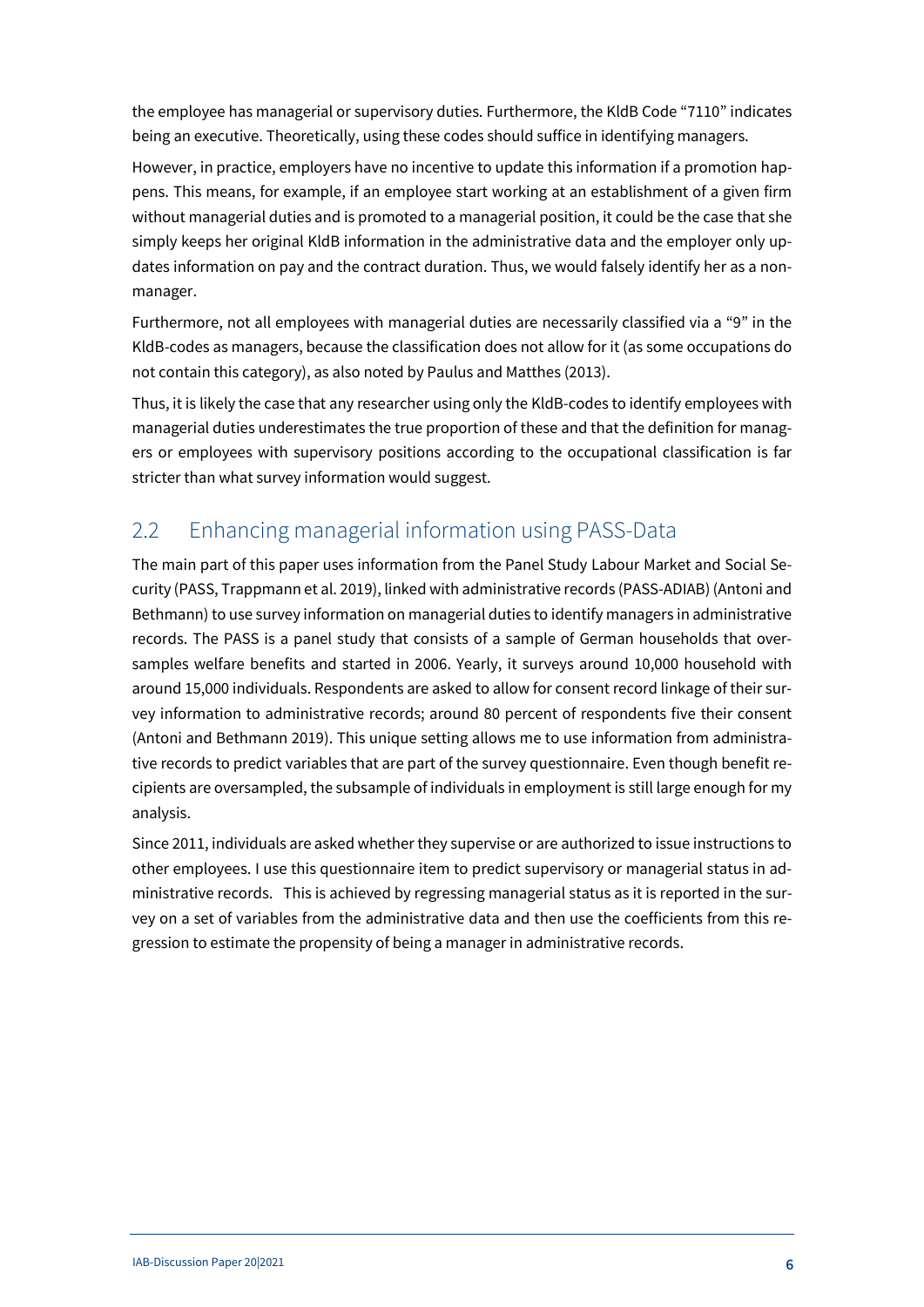the employee has managerial or supervisory duties. Furthermore, the KldB Code "7110" indicates being an executive. Theoretically, using these codes should suffice in identifying managers.

However, in practice, employers have no incentive to update this information if a promotion happens. This means, for example, if an employee start working at an establishment of a given firm without managerial duties and is promoted to a managerial position, it could be the case that she simply keeps her original KldB information in the administrative data and the employer only updates information on pay and the contract duration. Thus, we would falsely identify her as a non-manager.

Furthermore, not all employees with managerial duties are necessarily classified via a "9" in the KldB-codes as managers, because the classification does not allow for it (as some occupations do not contain this category), as also noted by Paulus and Matthes (2013).

Thus, it is likely the case that any researcher using only the KldB-codes to identify employees with managerial duties underestimates the true proportion of these and that the definition for managers or employees with supervisory positions according to the occupational classification is far stricter than what survey information would suggest.

## 2.2 Enhancing managerial information using PASS-Data

The main part of this paper uses information from the Panel Study Labour Market and Social Security (PASS, Trappmann et al. 2019), linked with administrative records (PASS-ADIAB) (Antoni and Bethmann) to use survey information on managerial duties to identify managers in administrative records. The PASS is a panel study that consists of a sample of German households that oversamples welfare benefits and started in 2006. Yearly, it surveys around 10,000 household with around 15,000 individuals. Respondents are asked to allow for consent record linkage of their survey information to administrative records; around 80 percent of respondents five their consent (Antoni and Bethmann 2019). This unique setting allows me to use information from administrative records to predict variables that are part of the survey questionnaire. Even though benefit recipients are oversampled, the subsample of individuals in employment is still large enough for my analysis.

Since 2011, individuals are asked whether they supervise or are authorized to issue instructions to other employees. I use this questionnaire item to predict supervisory or managerial status in administrative records. This is achieved by regressing managerial status as it is reported in the survey on a set of variables from the administrative data and then use the coefficients from this regression to estimate the propensity of being a manager in administrative records.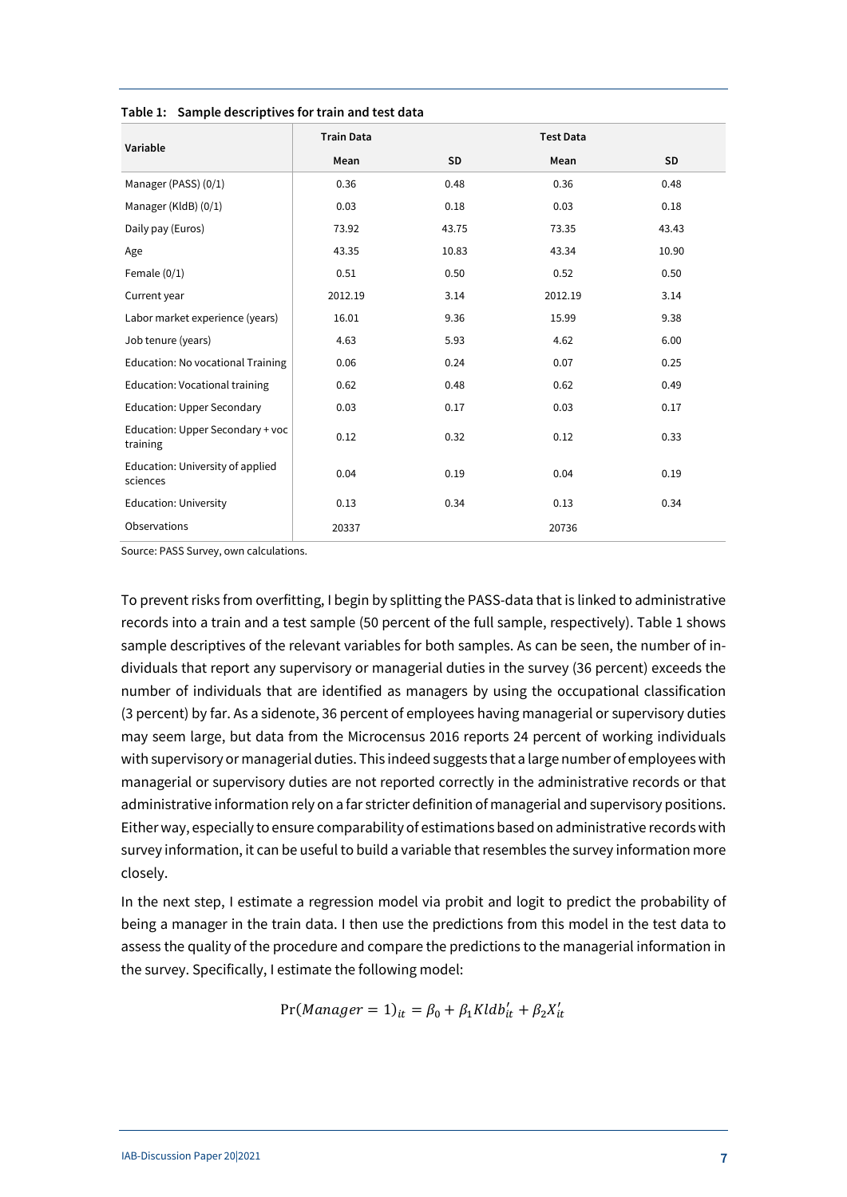**Table 1: Sample descriptives for train and test data**

| Variable | Train Data | | Test Data | |
|---|---|---|---|---|
| | Mean | SD | Mean | SD |
| Manager (PASS) (0/1) | 0.36 | 0.48 | 0.36 | 0.48 |
| Manager (KldB) (0/1) | 0.03 | 0.18 | 0.03 | 0.18 |
| Daily pay (Euros) | 73.92 | 43.75 | 73.35 | 43.43 |
| Age | 43.35 | 10.83 | 43.34 | 10.90 |
| Female (0/1) | 0.51 | 0.50 | 0.52 | 0.50 |
| Current year | 2012.19 | 3.14 | 2012.19 | 3.14 |
| Labor market experience (years) | 16.01 | 9.36 | 15.99 | 9.38 |
| Job tenure (years) | 4.63 | 5.93 | 4.62 | 6.00 |
| Education: No vocational Training | 0.06 | 0.24 | 0.07 | 0.25 |
| Education: Vocational training | 0.62 | 0.48 | 0.62 | 0.49 |
| Education: Upper Secondary | 0.03 | 0.17 | 0.03 | 0.17 |
| Education: Upper Secondary + voc training | 0.12 | 0.32 | 0.12 | 0.33 |
| Education: University of applied sciences | 0.04 | 0.19 | 0.04 | 0.19 |
| Education: University | 0.13 | 0.34 | 0.13 | 0.34 |
| Observations | 20337 | | 20736 | |

Source: PASS Survey, own calculations.

To prevent risks from overfitting, I begin by splitting the PASS-data that is linked to administrative records into a train and a test sample (50 percent of the full sample, respectively). Table 1 shows sample descriptives of the relevant variables for both samples. As can be seen, the number of individuals that report any supervisory or managerial duties in the survey (36 percent) exceeds the number of individuals that are identified as managers by using the occupational classification (3 percent) by far. As a sidenote, 36 percent of employees having managerial or supervisory duties may seem large, but data from the Microcensus 2016 reports 24 percent of working individuals with supervisory or managerial duties. This indeed suggests that a large number of employees with managerial or supervisory duties are not reported correctly in the administrative records or that administrative information rely on a far stricter definition of managerial and supervisory positions. Either way, especially to ensure comparability of estimations based on administrative records with survey information, it can be useful to build a variable that resembles the survey information more closely.

In the next step, I estimate a regression model via probit and logit to predict the probability of being a manager in the train data. I then use the predictions from this model in the test data to assess the quality of the procedure and compare the predictions to the managerial information in the survey. Specifically, I estimate the following model:

$$\Pr(Manager = 1)_{it} = \beta_0 + \beta_1 Kldb'_{it} + \beta_2 X'_{it}$$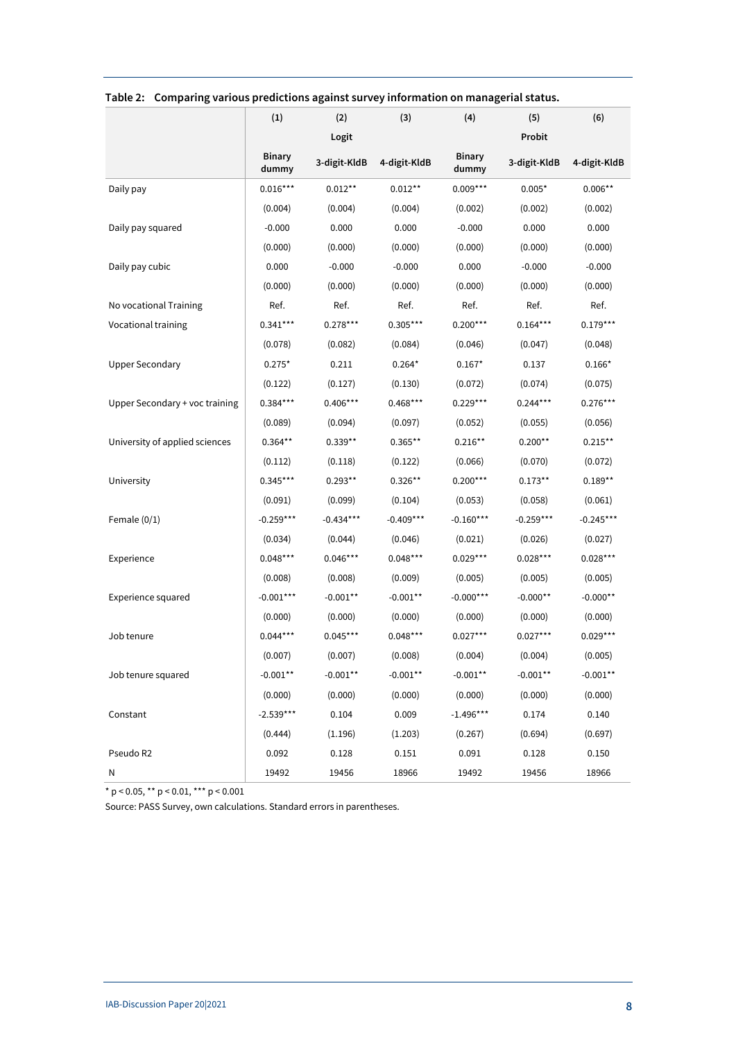**Table 2: Comparing various predictions against survey information on managerial status.**

| | (1) | (2) | (3) | (4) | (5) | (6) |
|---|---|---|---|---|---|---|
| | | Logit | | | Probit | |
| | Binary dummy | 3-digit-KldB | 4-digit-KldB | Binary dummy | 3-digit-KldB | 4-digit-KldB |
| Daily pay | 0.016*** | 0.012** | 0.012** | 0.009*** | 0.005* | 0.006** |
| | (0.004) | (0.004) | (0.004) | (0.002) | (0.002) | (0.002) |
| Daily pay squared | -0.000 | 0.000 | 0.000 | -0.000 | 0.000 | 0.000 |
| | (0.000) | (0.000) | (0.000) | (0.000) | (0.000) | (0.000) |
| Daily pay cubic | 0.000 | -0.000 | -0.000 | 0.000 | -0.000 | -0.000 |
| | (0.000) | (0.000) | (0.000) | (0.000) | (0.000) | (0.000) |
| No vocational Training | Ref. | Ref. | Ref. | Ref. | Ref. | Ref. |
| Vocational training | 0.341*** | 0.278*** | 0.305*** | 0.200*** | 0.164*** | 0.179*** |
| | (0.078) | (0.082) | (0.084) | (0.046) | (0.047) | (0.048) |
| Upper Secondary | 0.275* | 0.211 | 0.264* | 0.167* | 0.137 | 0.166* |
| | (0.122) | (0.127) | (0.130) | (0.072) | (0.074) | (0.075) |
| Upper Secondary + voc training | 0.384*** | 0.406*** | 0.468*** | 0.229*** | 0.244*** | 0.276*** |
| | (0.089) | (0.094) | (0.097) | (0.052) | (0.055) | (0.056) |
| University of applied sciences | 0.364** | 0.339** | 0.365** | 0.216** | 0.200** | 0.215** |
| | (0.112) | (0.118) | (0.122) | (0.066) | (0.070) | (0.072) |
| University | 0.345*** | 0.293** | 0.326** | 0.200*** | 0.173** | 0.189** |
| | (0.091) | (0.099) | (0.104) | (0.053) | (0.058) | (0.061) |
| Female (0/1) | -0.259*** | -0.434*** | -0.409*** | -0.160*** | -0.259*** | -0.245*** |
| | (0.034) | (0.044) | (0.046) | (0.021) | (0.026) | (0.027) |
| Experience | 0.048*** | 0.046*** | 0.048*** | 0.029*** | 0.028*** | 0.028*** |
| | (0.008) | (0.008) | (0.009) | (0.005) | (0.005) | (0.005) |
| Experience squared | -0.001*** | -0.001** | -0.001** | -0.000*** | -0.000** | -0.000** |
| | (0.000) | (0.000) | (0.000) | (0.000) | (0.000) | (0.000) |
| Job tenure | 0.044*** | 0.045*** | 0.048*** | 0.027*** | 0.027*** | 0.029*** |
| | (0.007) | (0.007) | (0.008) | (0.004) | (0.004) | (0.005) |
| Job tenure squared | -0.001** | -0.001** | -0.001** | -0.001** | -0.001** | -0.001** |
| | (0.000) | (0.000) | (0.000) | (0.000) | (0.000) | (0.000) |
| Constant | -2.539*** | 0.104 | 0.009 | -1.496*** | 0.174 | 0.140 |
| | (0.444) | (1.196) | (1.203) | (0.267) | (0.694) | (0.697) |
| Pseudo R2 | 0.092 | 0.128 | 0.151 | 0.091 | 0.128 | 0.150 |
| N | 19492 | 19456 | 18966 | 19492 | 19456 | 18966 |

\* $p < 0.05$, ** $p < 0.01$, *** $p < 0.001$

Source: PASS Survey, own calculations. Standard errors in parentheses.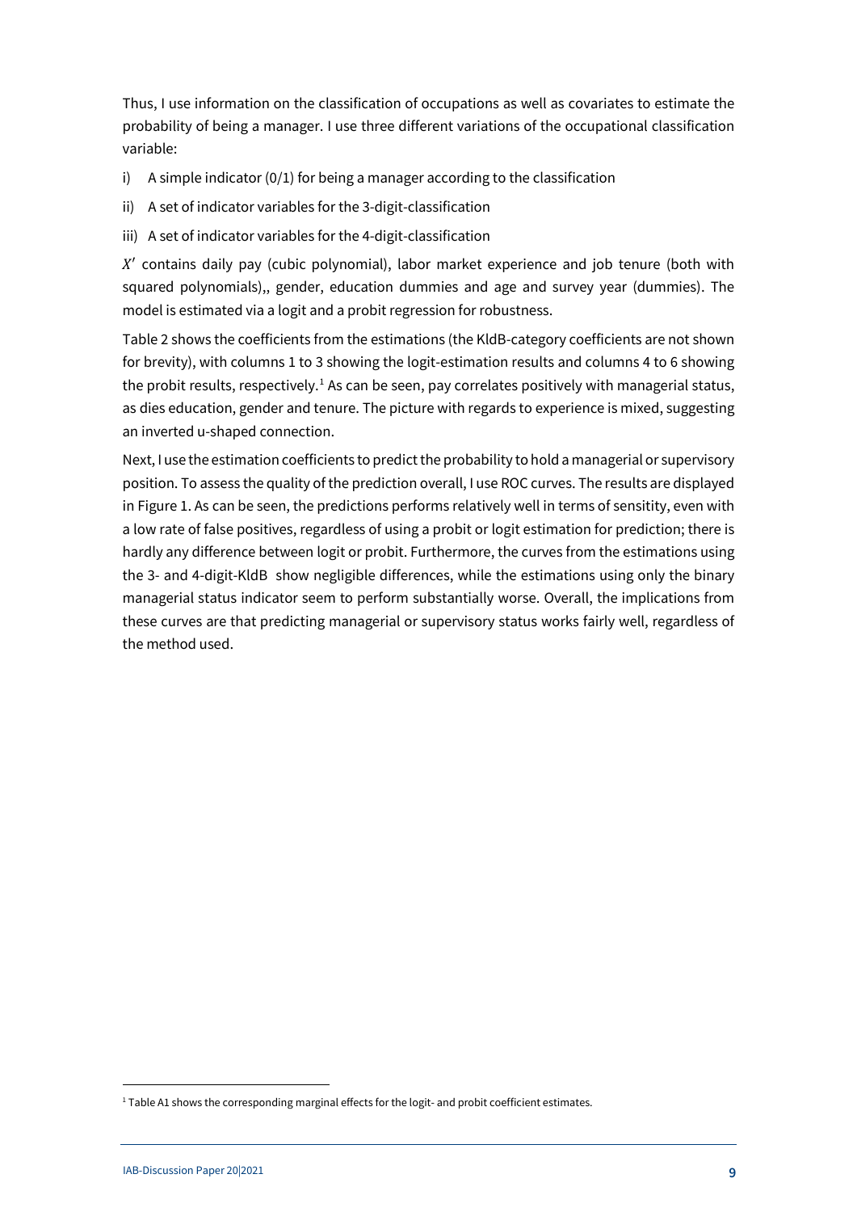Thus, I use information on the classification of occupations as well as covariates to estimate the probability of being a manager. I use three different variations of the occupational classification variable:

i) A simple indicator (0/1) for being a manager according to the classification

ii) A set of indicator variables for the 3-digit-classification

iii) A set of indicator variables for the 4-digit-classification

$X'$ contains daily pay (cubic polynomial), labor market experience and job tenure (both with squared polynomials),, gender, education dummies and age and survey year (dummies). The model is estimated via a logit and a probit regression for robustness.

Table 2 shows the coefficients from the estimations (the KldB-category coefficients are not shown for brevity), with columns 1 to 3 showing the logit-estimation results and columns 4 to 6 showing the probit results, respectively.[1] As can be seen, pay correlates positively with managerial status, as dies education, gender and tenure. The picture with regards to experience is mixed, suggesting an inverted u-shaped connection.

Next, I use the estimation coefficients to predict the probability to hold a managerial or supervisory position. To assess the quality of the prediction overall, I use ROC curves. The results are displayed in Figure 1. As can be seen, the predictions performs relatively well in terms of sensitity, even with a low rate of false positives, regardless of using a probit or logit estimation for prediction; there is hardly any difference between logit or probit. Furthermore, the curves from the estimations using the 3- and 4-digit-KldB show negligible differences, while the estimations using only the binary managerial status indicator seem to perform substantially worse. Overall, the implications from these curves are that predicting managerial or supervisory status works fairly well, regardless of the method used.

[1] Table A1 shows the corresponding marginal effects for the logit- and probit coefficient estimates.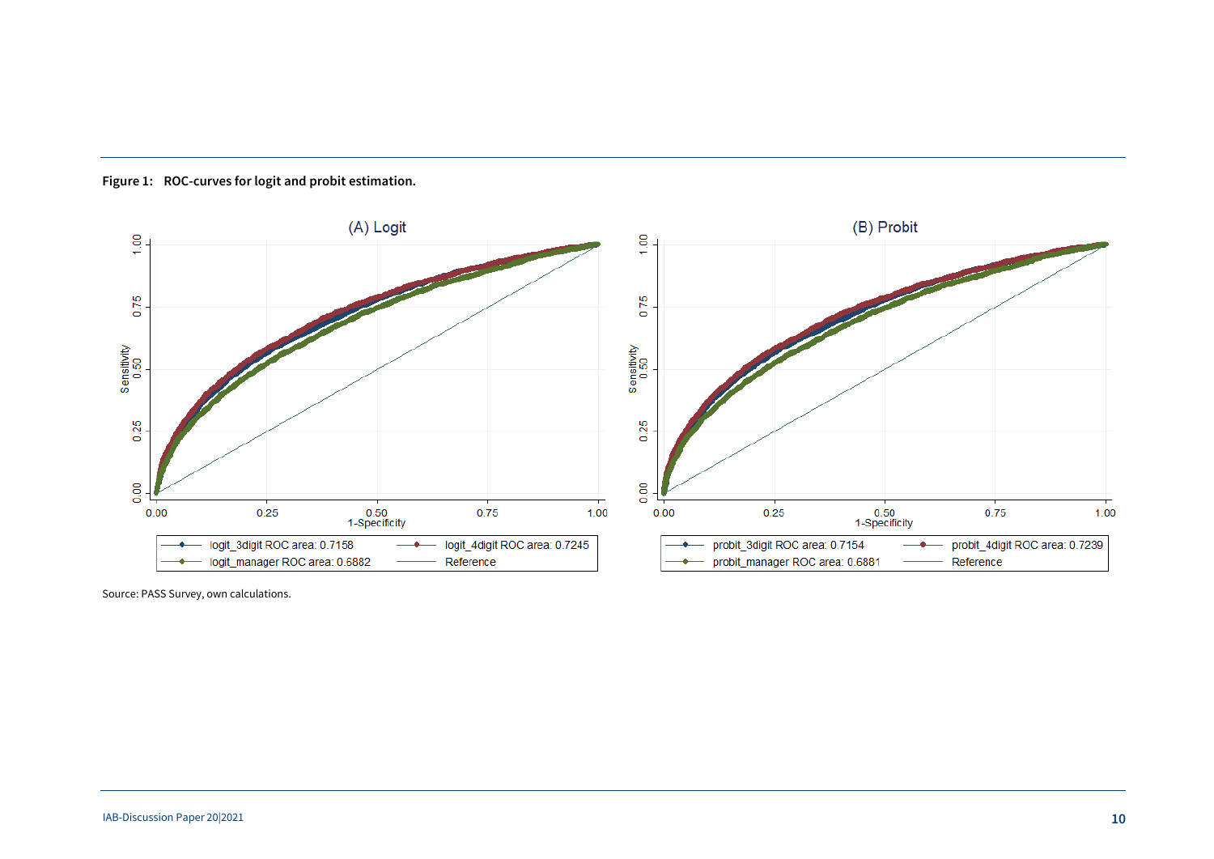**Figure 1: ROC-curves for logit and probit estimation.**

Source: PASS Survey, own calculations.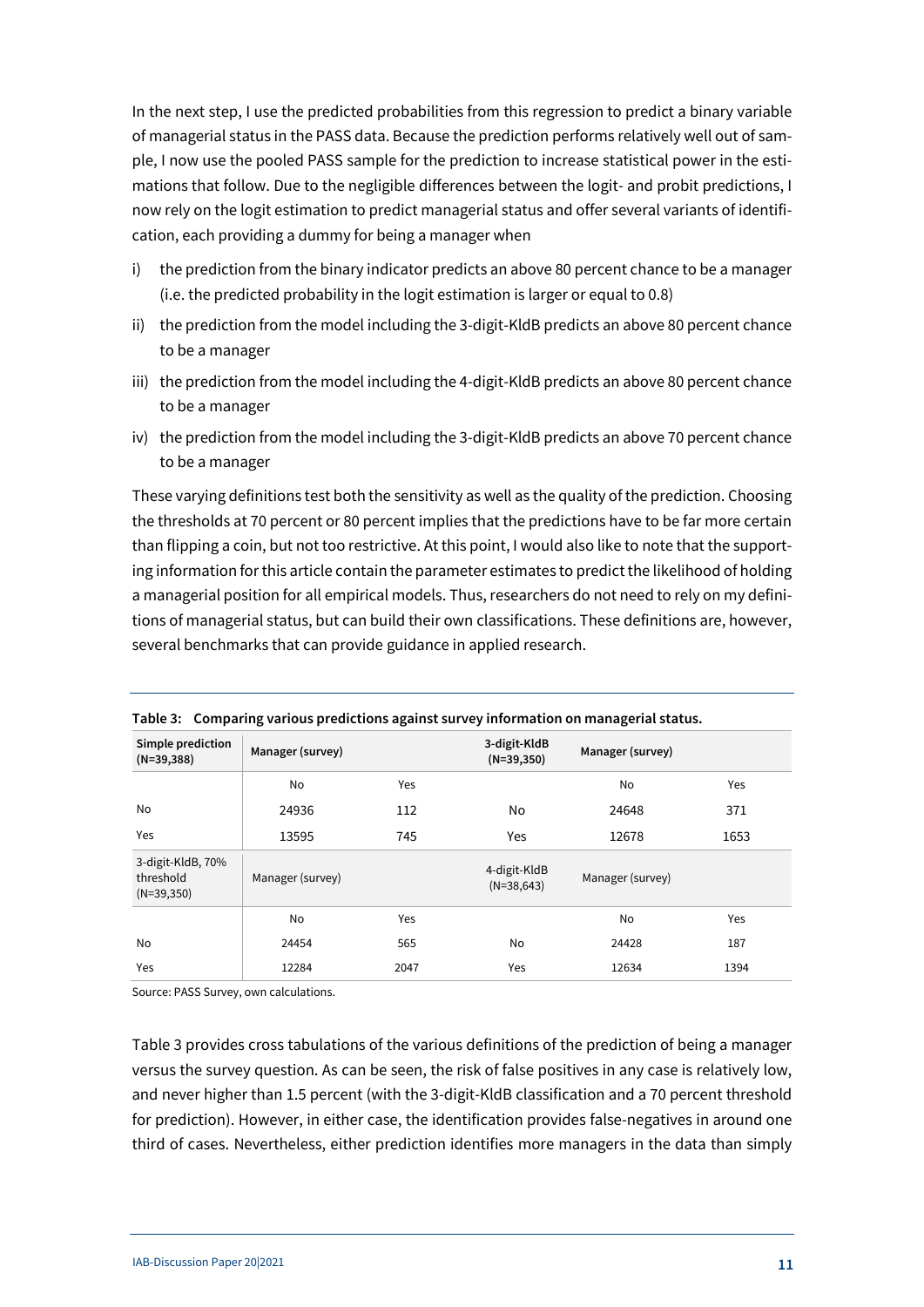In the next step, I use the predicted probabilities from this regression to predict a binary variable of managerial status in the PASS data. Because the prediction performs relatively well out of sample, I now use the pooled PASS sample for the prediction to increase statistical power in the estimations that follow. Due to the negligible differences between the logit- and probit predictions, I now rely on the logit estimation to predict managerial status and offer several variants of identification, each providing a dummy for being a manager when

i) the prediction from the binary indicator predicts an above 80 percent chance to be a manager (i.e. the predicted probability in the logit estimation is larger or equal to 0.8)

ii) the prediction from the model including the 3-digit-KldB predicts an above 80 percent chance to be a manager

iii) the prediction from the model including the 4-digit-KldB predicts an above 80 percent chance to be a manager

iv) the prediction from the model including the 3-digit-KldB predicts an above 70 percent chance to be a manager

These varying definitions test both the sensitivity as well as the quality of the prediction. Choosing the thresholds at 70 percent or 80 percent implies that the predictions have to be far more certain than flipping a coin, but not too restrictive. At this point, I would also like to note that the supporting information for this article contain the parameter estimates to predict the likelihood of holding a managerial position for all empirical models. Thus, researchers do not need to rely on my definitions of managerial status, but can build their own classifications. These definitions are, however, several benchmarks that can provide guidance in applied research.

**Table 3: Comparing various predictions against survey information on managerial status.**

| Simple prediction (N=39,388) | Manager (survey) | | 3-digit-KldB (N=39,350) | Manager (survey) | |
|---|---|---|---|---|---|
| | No | Yes | | No | Yes |
| No | 24936 | 112 | No | 24648 | 371 |
| Yes | 13595 | 745 | Yes | 12678 | 1653 |
| **3-digit-KldB, 70% threshold (N=39,350)** | **Manager (survey)** | | **4-digit-KldB (N=38,643)** | **Manager (survey)** | |
| | No | Yes | | No | Yes |
| No | 24454 | 565 | No | 24428 | 187 |
| Yes | 12284 | 2047 | Yes | 12634 | 1394 |

Source: PASS Survey, own calculations.

Table 3 provides cross tabulations of the various definitions of the prediction of being a manager versus the survey question. As can be seen, the risk of false positives in any case is relatively low, and never higher than 1.5 percent (with the 3-digit-KldB classification and a 70 percent threshold for prediction). However, in either case, the identification provides false-negatives in around one third of cases. Nevertheless, either prediction identifies more managers in the data than simply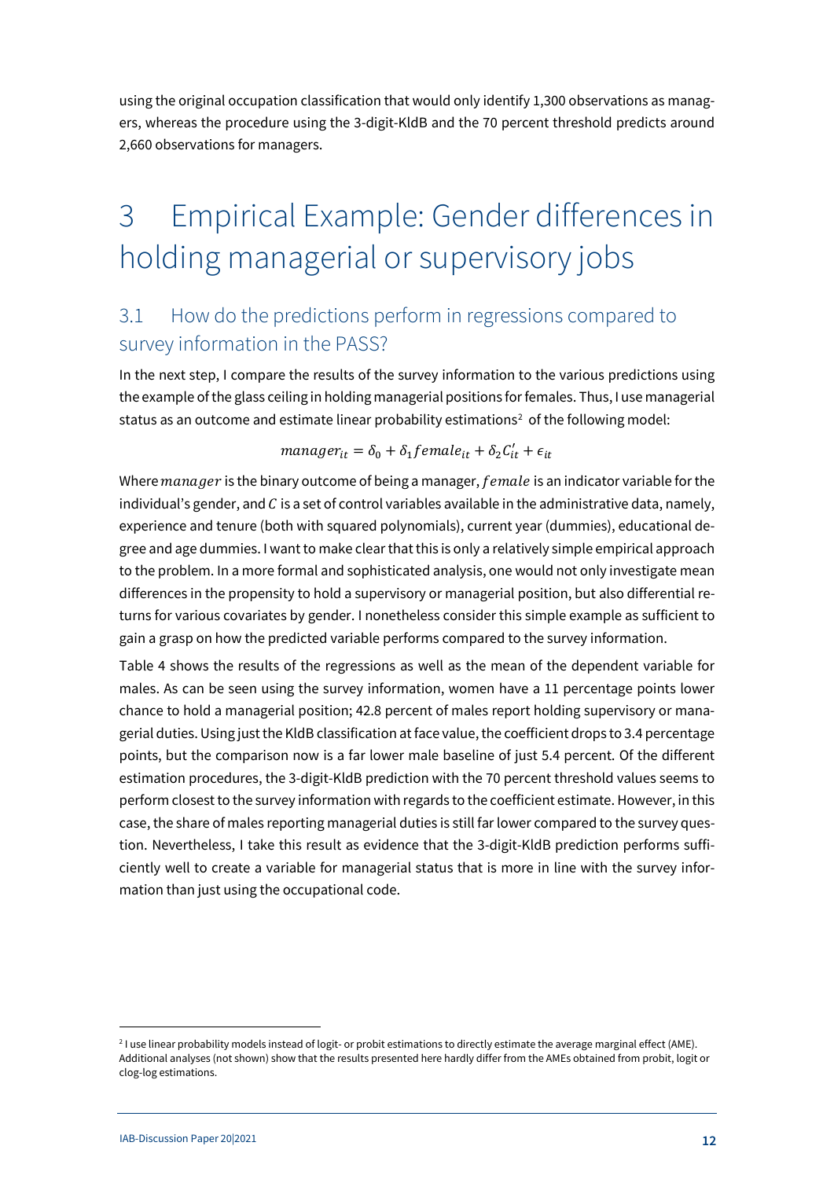using the original occupation classification that would only identify 1,300 observations as managers, whereas the procedure using the 3-digit-KldB and the 70 percent threshold predicts around 2,660 observations for managers.

# 3 Empirical Example: Gender differences in holding managerial or supervisory jobs

## 3.1 How do the predictions perform in regressions compared to survey information in the PASS?

In the next step, I compare the results of the survey information to the various predictions using the example of the glass ceiling in holding managerial positions for females. Thus, I use managerial status as an outcome and estimate linear probability estimations[2] of the following model:

$$manager_{it} = \delta_0 + \delta_1 female_{it} + \delta_2 C'_{it} + \epsilon_{it}$$

Where $manager$ is the binary outcome of being a manager, $female$ is an indicator variable for the individual's gender, and $C$ is a set of control variables available in the administrative data, namely, experience and tenure (both with squared polynomials), current year (dummies), educational degree and age dummies. I want to make clear that this is only a relatively simple empirical approach to the problem. In a more formal and sophisticated analysis, one would not only investigate mean differences in the propensity to hold a supervisory or managerial position, but also differential returns for various covariates by gender. I nonetheless consider this simple example as sufficient to gain a grasp on how the predicted variable performs compared to the survey information.

Table 4 shows the results of the regressions as well as the mean of the dependent variable for males. As can be seen using the survey information, women have a 11 percentage points lower chance to hold a managerial position; 42.8 percent of males report holding supervisory or managerial duties. Using just the KldB classification at face value, the coefficient drops to 3.4 percentage points, but the comparison now is a far lower male baseline of just 5.4 percent. Of the different estimation procedures, the 3-digit-KldB prediction with the 70 percent threshold values seems to perform closest to the survey information with regards to the coefficient estimate. However, in this case, the share of males reporting managerial duties is still far lower compared to the survey question. Nevertheless, I take this result as evidence that the 3-digit-KldB prediction performs sufficiently well to create a variable for managerial status that is more in line with the survey information than just using the occupational code.

---

[2] I use linear probability models instead of logit- or probit estimations to directly estimate the average marginal effect (AME). Additional analyses (not shown) show that the results presented here hardly differ from the AMEs obtained from probit, logit or clog-log estimations.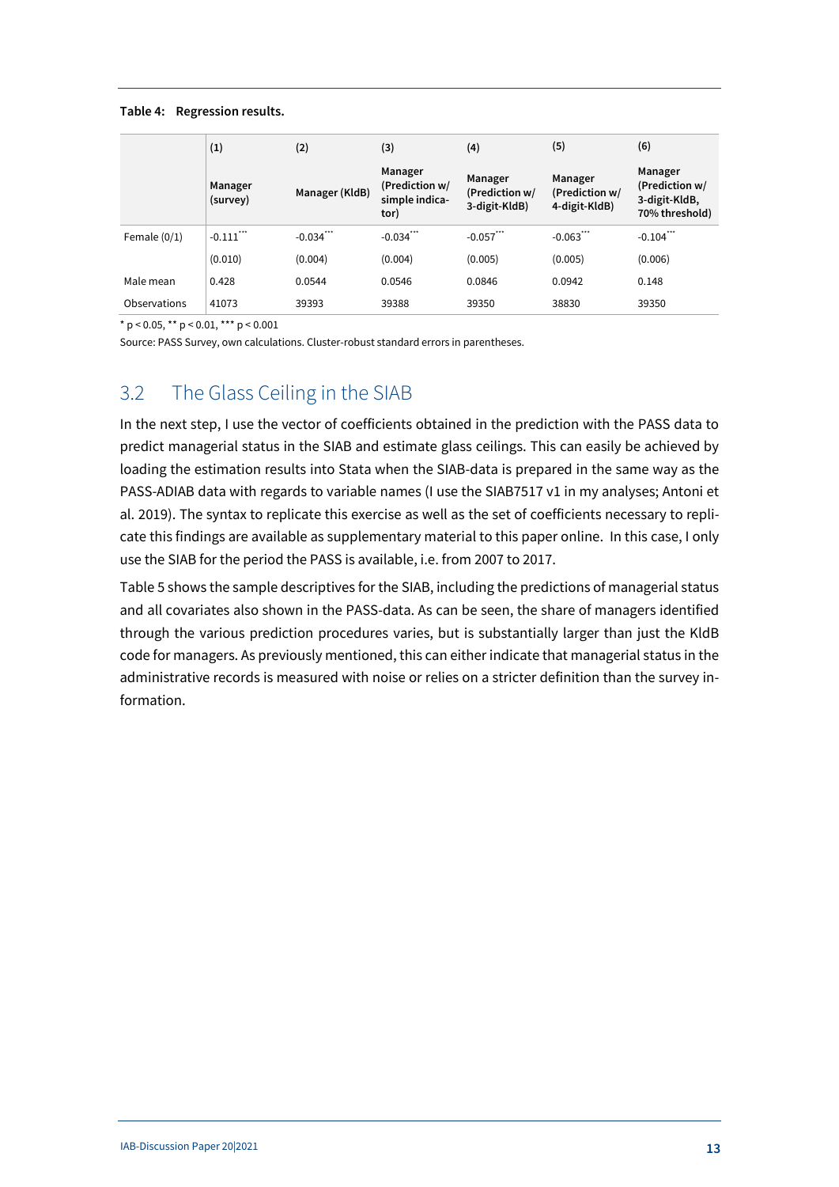**Table 4: Regression results.**

| | (1) Manager (survey) | (2) Manager (KldB) | (3) Manager (Prediction w/ simple indicator) | (4) Manager (Prediction w/ 3-digit-KldB) | (5) Manager (Prediction w/ 4-digit-KldB) | (6) Manager (Prediction w/ 3-digit-KldB, 70% threshold) |
|---|---|---|---|---|---|---|
| Female (0/1) | -0.111*** | -0.034*** | -0.034*** | -0.057*** | -0.063*** | -0.104*** |
| | (0.010) | (0.004) | (0.004) | (0.005) | (0.005) | (0.006) |
| Male mean | 0.428 | 0.0544 | 0.0546 | 0.0846 | 0.0942 | 0.148 |
| Observations | 41073 | 39393 | 39388 | 39350 | 38830 | 39350 |

\* $p < 0.05$, \*\* $p < 0.01$, \*\*\* $p < 0.001$

Source: PASS Survey, own calculations. Cluster-robust standard errors in parentheses.

## 3.2 The Glass Ceiling in the SIAB

In the next step, I use the vector of coefficients obtained in the prediction with the PASS data to predict managerial status in the SIAB and estimate glass ceilings. This can easily be achieved by loading the estimation results into Stata when the SIAB-data is prepared in the same way as the PASS-ADIAB data with regards to variable names (I use the SIAB7517 v1 in my analyses; Antoni et al. 2019). The syntax to replicate this exercise as well as the set of coefficients necessary to replicate this findings are available as supplementary material to this paper online. In this case, I only use the SIAB for the period the PASS is available, i.e. from 2007 to 2017.

Table 5 shows the sample descriptives for the SIAB, including the predictions of managerial status and all covariates also shown in the PASS-data. As can be seen, the share of managers identified through the various prediction procedures varies, but is substantially larger than just the KldB code for managers. As previously mentioned, this can either indicate that managerial status in the administrative records is measured with noise or relies on a stricter definition than the survey information.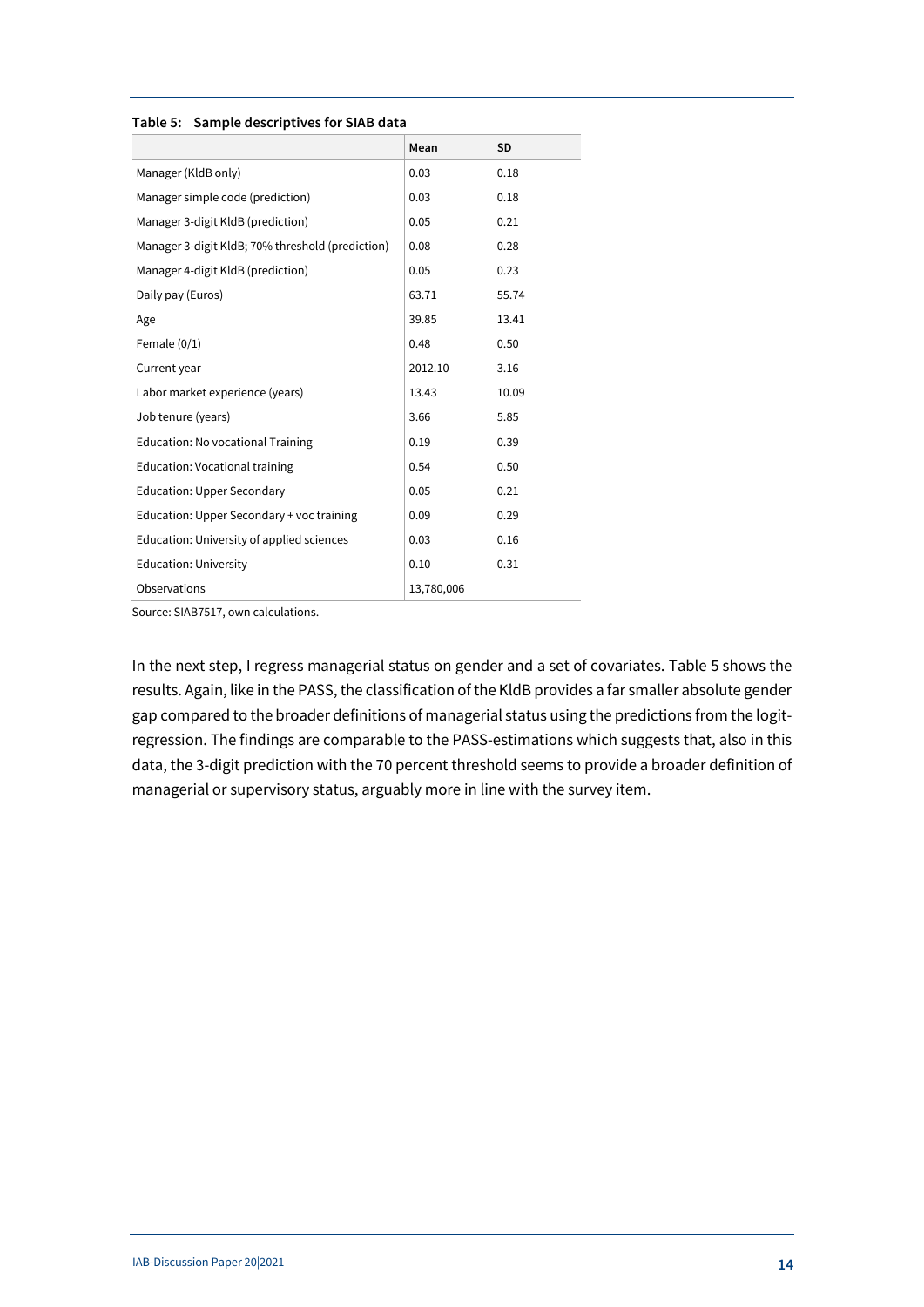**Table 5: Sample descriptives for SIAB data**

| | Mean | SD |
|---|---|---|
| Manager (KldB only) | 0.03 | 0.18 |
| Manager simple code (prediction) | 0.03 | 0.18 |
| Manager 3-digit KldB (prediction) | 0.05 | 0.21 |
| Manager 3-digit KldB; 70% threshold (prediction) | 0.08 | 0.28 |
| Manager 4-digit KldB (prediction) | 0.05 | 0.23 |
| Daily pay (Euros) | 63.71 | 55.74 |
| Age | 39.85 | 13.41 |
| Female (0/1) | 0.48 | 0.50 |
| Current year | 2012.10 | 3.16 |
| Labor market experience (years) | 13.43 | 10.09 |
| Job tenure (years) | 3.66 | 5.85 |
| Education: No vocational Training | 0.19 | 0.39 |
| Education: Vocational training | 0.54 | 0.50 |
| Education: Upper Secondary | 0.05 | 0.21 |
| Education: Upper Secondary + voc training | 0.09 | 0.29 |
| Education: University of applied sciences | 0.03 | 0.16 |
| Education: University | 0.10 | 0.31 |
| Observations | 13,780,006 | |

Source: SIAB7517, own calculations.

In the next step, I regress managerial status on gender and a set of covariates. Table 5 shows the results. Again, like in the PASS, the classification of the KldB provides a far smaller absolute gender gap compared to the broader definitions of managerial status using the predictions from the logit-regression. The findings are comparable to the PASS-estimations which suggests that, also in this data, the 3-digit prediction with the 70 percent threshold seems to provide a broader definition of managerial or supervisory status, arguably more in line with the survey item.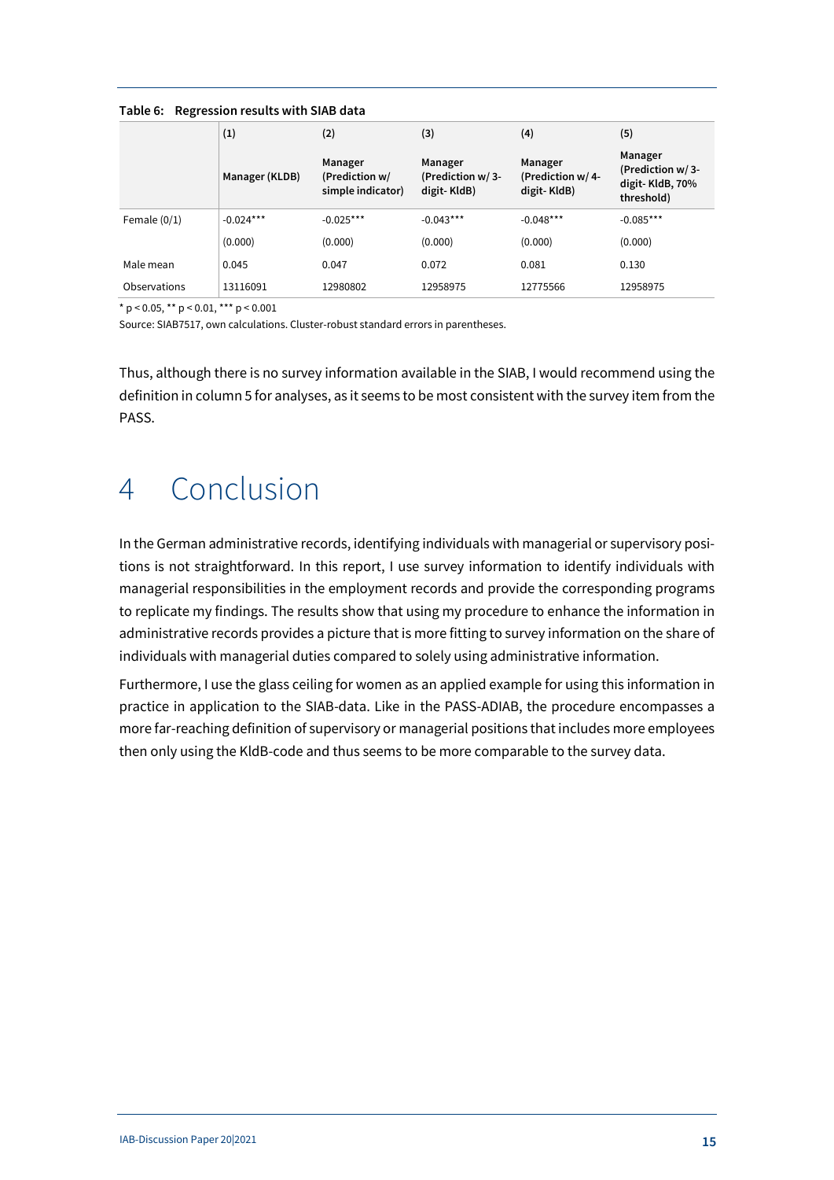**Table 6: Regression results with SIAB data**

| | (1) | (2) | (3) | (4) | (5) |
|---|---|---|---|---|---|
| | Manager (KLDB) | Manager (Prediction w/ simple indicator) | Manager (Prediction w/ 3-digit- KldB) | Manager (Prediction w/ 4-digit- KldB) | Manager (Prediction w/ 3-digit- KldB, 70% threshold) |
| Female (0/1) | -0.024*** | -0.025*** | -0.043*** | -0.048*** | -0.085*** |
| | (0.000) | (0.000) | (0.000) | (0.000) | (0.000) |
| Male mean | 0.045 | 0.047 | 0.072 | 0.081 | 0.130 |
| Observations | 13116091 | 12980802 | 12958975 | 12775566 | 12958975 |

\* $p < 0.05$, ** $p < 0.01$, *** $p < 0.001$

Source: SIAB7517, own calculations. Cluster-robust standard errors in parentheses.

Thus, although there is no survey information available in the SIAB, I would recommend using the definition in column 5 for analyses, as it seems to be most consistent with the survey item from the PASS.

# 4 Conclusion

In the German administrative records, identifying individuals with managerial or supervisory positions is not straightforward. In this report, I use survey information to identify individuals with managerial responsibilities in the employment records and provide the corresponding programs to replicate my findings. The results show that using my procedure to enhance the information in administrative records provides a picture that is more fitting to survey information on the share of individuals with managerial duties compared to solely using administrative information.

Furthermore, I use the glass ceiling for women as an applied example for using this information in practice in application to the SIAB-data. Like in the PASS-ADIAB, the procedure encompasses a more far-reaching definition of supervisory or managerial positions that includes more employees then only using the KldB-code and thus seems to be more comparable to the survey data.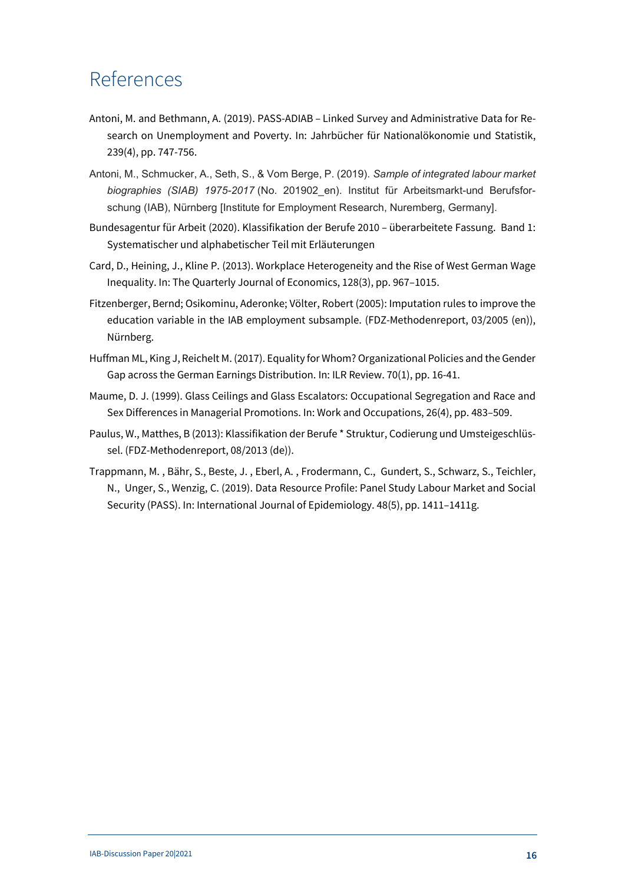# References

Antoni, M. and Bethmann, A. (2019). PASS-ADIAB – Linked Survey and Administrative Data for Research on Unemployment and Poverty. In: Jahrbücher für Nationalökonomie und Statistik, 239(4), pp. 747-756.

Antoni, M., Schmucker, A., Seth, S., & Vom Berge, P. (2019). *Sample of integrated labour market biographies (SIAB) 1975-2017* (No. 201902_en). Institut für Arbeitsmarkt-und Berufsforschung (IAB), Nürnberg [Institute for Employment Research, Nuremberg, Germany].

Bundesagentur für Arbeit (2020). Klassifikation der Berufe 2010 – überarbeitete Fassung. Band 1: Systematischer und alphabetischer Teil mit Erläuterungen

Card, D., Heining, J., Kline P. (2013). Workplace Heterogeneity and the Rise of West German Wage Inequality. In: The Quarterly Journal of Economics, 128(3), pp. 967–1015.

Fitzenberger, Bernd; Osikominu, Aderonke; Völter, Robert (2005): Imputation rules to improve the education variable in the IAB employment subsample. (FDZ-Methodenreport, 03/2005 (en)), Nürnberg.

Huffman ML, King J, Reichelt M. (2017). Equality for Whom? Organizational Policies and the Gender Gap across the German Earnings Distribution. In: ILR Review. 70(1), pp. 16-41.

Maume, D. J. (1999). Glass Ceilings and Glass Escalators: Occupational Segregation and Race and Sex Differences in Managerial Promotions. In: Work and Occupations, 26(4), pp. 483–509.

Paulus, W., Matthes, B (2013): Klassifikation der Berufe * Struktur, Codierung und Umsteigeschlüssel. (FDZ-Methodenreport, 08/2013 (de)).

Trappmann, M. , Bähr, S., Beste, J. , Eberl, A. , Frodermann, C., Gundert, S., Schwarz, S., Teichler, N., Unger, S., Wenzig, C. (2019). Data Resource Profile: Panel Study Labour Market and Social Security (PASS). In: International Journal of Epidemiology. 48(5), pp. 1411–1411g.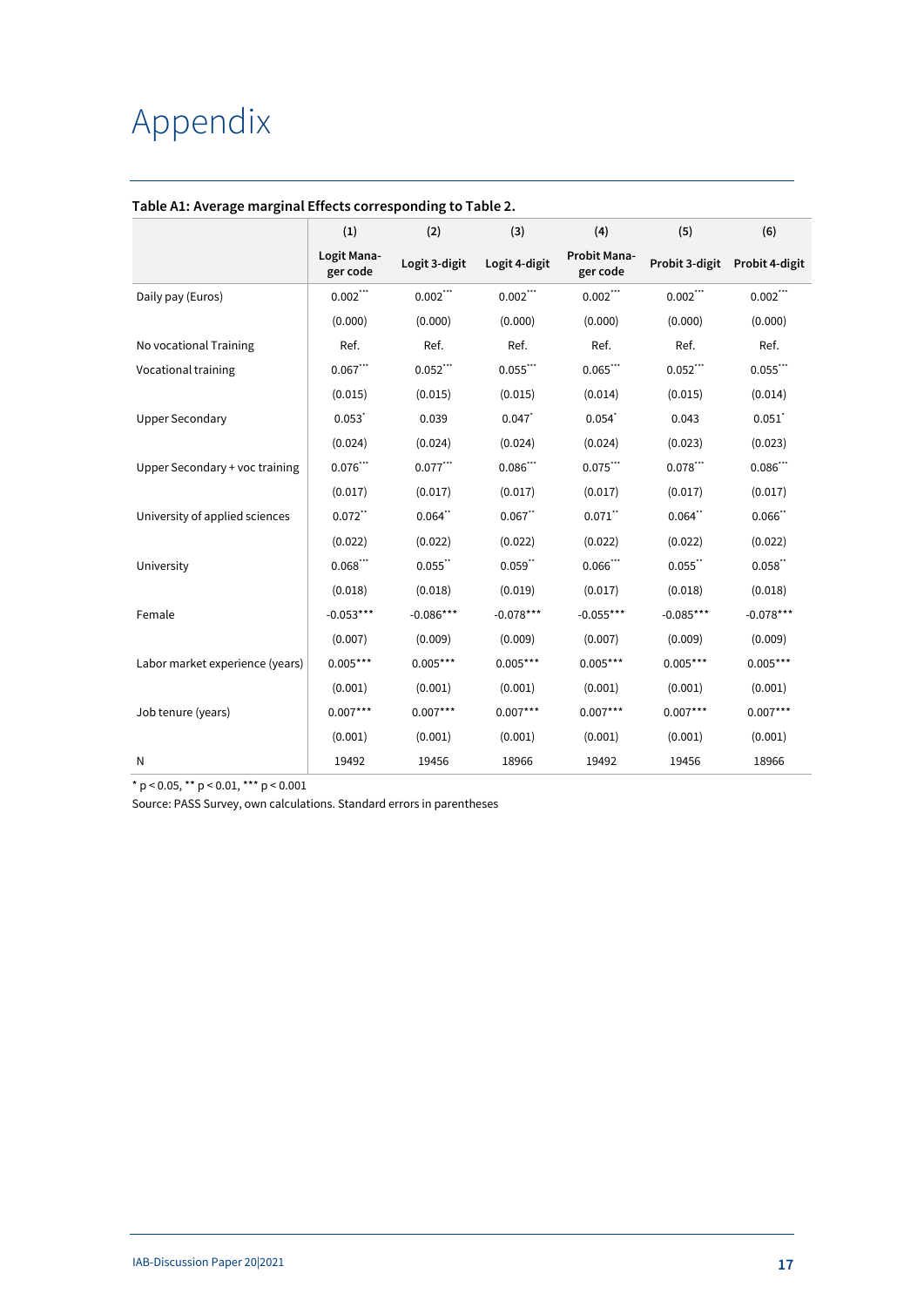# Appendix

**Table A1: Average marginal Effects corresponding to Table 2.**

| | (1) | (2) | (3) | (4) | (5) | (6) |
|---|---|---|---|---|---|---|
| | Logit Manager code | Logit 3-digit | Logit 4-digit | Probit Manager code | Probit 3-digit | Probit 4-digit |
| Daily pay (Euros) | 0.002*** | 0.002*** | 0.002*** | 0.002*** | 0.002*** | 0.002*** |
| | (0.000) | (0.000) | (0.000) | (0.000) | (0.000) | (0.000) |
| No vocational Training | Ref. | Ref. | Ref. | Ref. | Ref. | Ref. |
| Vocational training | 0.067*** | 0.052*** | 0.055*** | 0.065*** | 0.052*** | 0.055*** |
| | (0.015) | (0.015) | (0.015) | (0.014) | (0.015) | (0.014) |
| Upper Secondary | 0.053* | 0.039 | 0.047* | 0.054* | 0.043 | 0.051* |
| | (0.024) | (0.024) | (0.024) | (0.024) | (0.023) | (0.023) |
| Upper Secondary + voc training | 0.076*** | 0.077*** | 0.086*** | 0.075*** | 0.078*** | 0.086*** |
| | (0.017) | (0.017) | (0.017) | (0.017) | (0.017) | (0.017) |
| University of applied sciences | 0.072** | 0.064** | 0.067** | 0.071** | 0.064** | 0.066** |
| | (0.022) | (0.022) | (0.022) | (0.022) | (0.022) | (0.022) |
| University | 0.068*** | 0.055** | 0.059** | 0.066*** | 0.055** | 0.058** |
| | (0.018) | (0.018) | (0.019) | (0.017) | (0.018) | (0.018) |
| Female | -0.053*** | -0.086*** | -0.078*** | -0.055*** | -0.085*** | -0.078*** |
| | (0.007) | (0.009) | (0.009) | (0.007) | (0.009) | (0.009) |
| Labor market experience (years) | 0.005*** | 0.005*** | 0.005*** | 0.005*** | 0.005*** | 0.005*** |
| | (0.001) | (0.001) | (0.001) | (0.001) | (0.001) | (0.001) |
| Job tenure (years) | 0.007*** | 0.007*** | 0.007*** | 0.007*** | 0.007*** | 0.007*** |
| | (0.001) | (0.001) | (0.001) | (0.001) | (0.001) | (0.001) |
| N | 19492 | 19456 | 18966 | 19492 | 19456 | 18966 |

* $p < 0.05$, ** $p < 0.01$, *** $p < 0.001$

Source: PASS Survey, own calculations. Standard errors in parentheses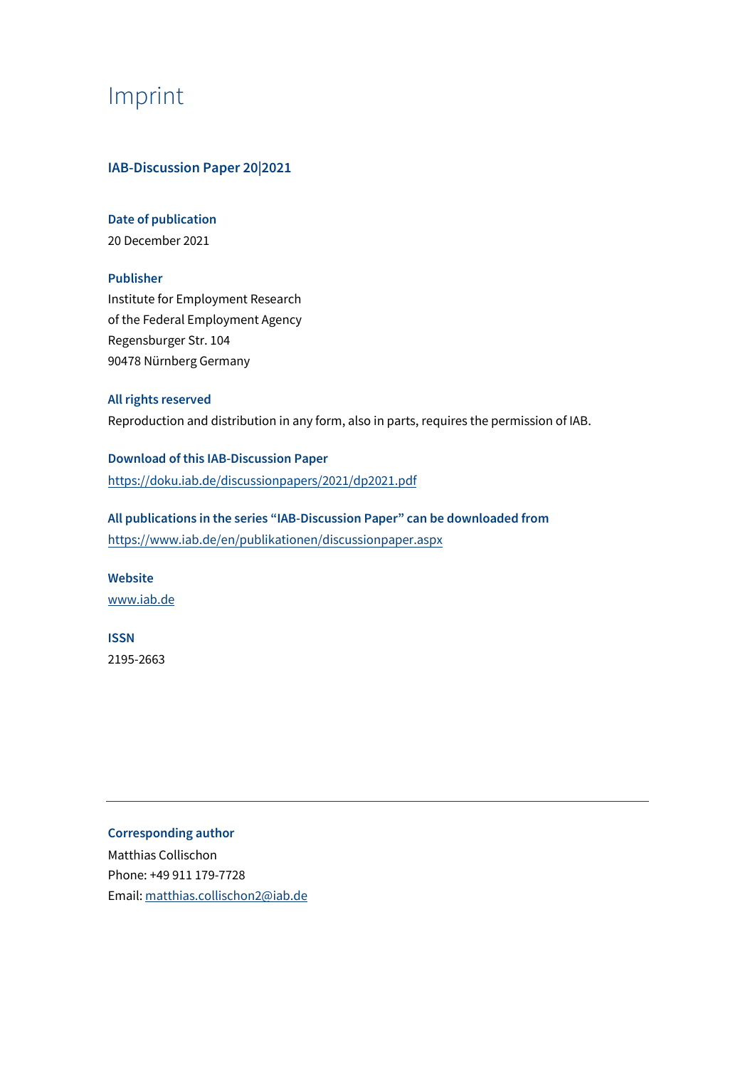# Imprint

**IAB-Discussion Paper 20|2021**

**Date of publication**

20 December 2021

**Publisher**

Institute for Employment Research
of the Federal Employment Agency
Regensburger Str. 104
90478 Nürnberg Germany

**All rights reserved**

Reproduction and distribution in any form, also in parts, requires the permission of IAB.

**Download of this IAB-Discussion Paper**

https://doku.iab.de/discussionpapers/2021/dp2021.pdf

**All publications in the series "IAB-Discussion Paper" can be downloaded from**

https://www.iab.de/en/publikationen/discussionpaper.aspx

**Website**

www.iab.de

**ISSN**

2195-2663

---

**Corresponding author**

Matthias Collischon
Phone: +49 911 179-7728
Email: matthias.collischon2@iab.de